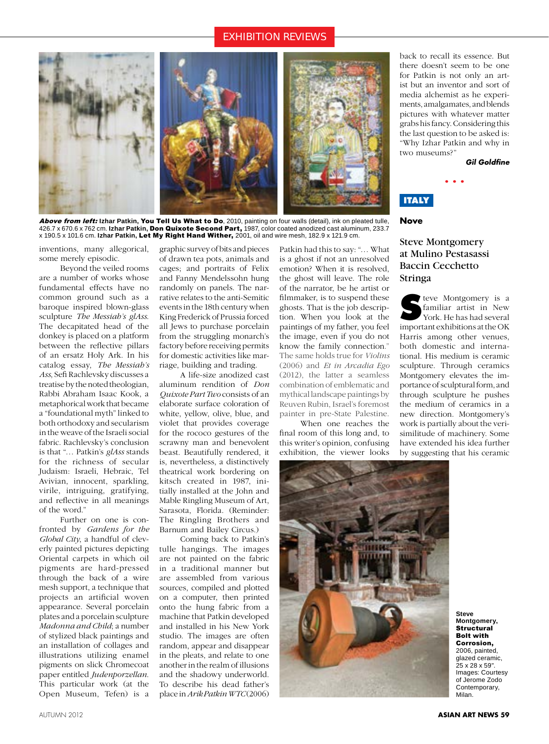EXHIBITION REVIEWS

***Above from left:*** Izhar Patkin, **You Tell Us What to Do**, 2010, painting on four walls (detail), ink on pleated tulle, 426.7 x 670.6 x 762 cm. Izhar Patkin, **Don Quixote Second Part,** 1987, color coated anodized cast aluminum, 233.7 x 190.5 x 101.6 cm. Izhar Patkin, **Let My Right Hand Wither,** 2001, oil and wire mesh, 182.9 x 121.9 cm.

inventions, many allegorical, some merely episodic.

Beyond the veiled rooms are a number of works whose fundamental effects have no common ground such as a baroque inspired blown-glass sculpture *The Messiah's glAss*. The decapitated head of the donkey is placed on a platform between the reflective pillars of an ersatz Holy Ark. In his catalog essay, *The Messiah's Ass*, Sefi Rachlevsky discusses a treatise by the noted theologian, Rabbi Abraham Isaac Kook, a metaphorical work that became a "foundational myth" linked to both orthodoxy and secularism in the weave of the Israeli social fabric. Rachlevsky's conclusion is that "… Patkin's *glAss* stands for the richness of secular Judaism: Israeli, Hebraic, Tel Avivian, innocent, sparkling, virile, intriguing, gratifying, and reflective in all meanings of the word."

Further on one is confronted by *Gardens for the Global City*, a handful of cleverly painted pictures depicting Oriental carpets in which oil pigments are hard-pressed through the back of a wire mesh support, a technique that projects an artificial woven appearance. Several porcelain plates and a porcelain sculpture *Madonna and Child*; a number of stylized black paintings and an installation of collages and illustrations utilizing enamel pigments on slick Chromecoat paper entitled *Judenporzellan*. This particular work (at the Open Museum, Tefen) is a graphic survey of bits and pieces of drawn tea pots, animals and cages; and portraits of Felix and Fanny Mendelssohn hung randomly on panels. The narrative relates to the anti-Semitic events in the 18th century when King Frederick of Prussia forced all Jews to purchase porcelain from the struggling monarch's factory before receiving permits for domestic activities like marriage, building and trading.

A life-size anodized cast aluminum rendition of *Don Quixote Part Two* consists of an elaborate surface coloration of white, yellow, olive, blue, and violet that provides coverage for the rococo gestures of the scrawny man and benevolent beast. Beautifully rendered, it is, nevertheless, a distinctively theatrical work bordering on kitsch created in 1987, initially installed at the John and Mable Ringling Museum of Art, Sarasota, Florida. (Reminder: The Ringling Brothers and Barnum and Bailey Circus.)

Coming back to Patkin's tulle hangings. The images are not painted on the fabric in a traditional manner but are assembled from various sources, compiled and plotted on a computer, then printed onto the hung fabric from a machine that Patkin developed and installed in his New York studio. The images are often random, appear and disappear in the pleats, and relate to one another in the realm of illusions and the shadowy underworld. To describe his dead father's place in *Arik Patkin WTC* (2006) Patkin had this to say: "… What is a ghost if not an unresolved emotion? When it is resolved, the ghost will leave. The role of the narrator, be he artist or filmmaker, is to suspend these ghosts. That is the job description. When you look at the paintings of my father, you feel the image, even if you do not know the family connection." The same holds true for *Violins* (2006) and *Et in Arcadia Ego* (2012), the latter a seamless combination of emblematic and mythical landscape paintings by Reuven Rubin, Israel's foremost painter in pre-State Palestine.

When one reaches the final room of this long and, to this writer's opinion, confusing exhibition, the viewer looks back to recall its essence. But there doesn't seem to be one for Patkin is not only an artist but an inventor and sort of media alchemist as he experiments, amalgamates, and blends pictures with whatever matter grabs his fancy. Considering this the last question to be asked is: "Why Izhar Patkin and why in two museums?"

***Gil Goldfine***

• • •

**ITALY**

## Nove

## Steve Montgomery at Mulino Pestasassi Baccin Cecchetto Stringa

Steve Montgomery is a familiar artist in New York. He has had several important exhibitions at the OK Harris among other venues, both domestic and international. His medium is ceramic sculpture. Through ceramics Montgomery elevates the importance of sculptural form, and through sculpture he pushes the medium of ceramics in a new direction. Montgomery's work is partially about the verisimilitude of machinery. Some have extended his idea further by suggesting that his ceramic

Steve Montgomery, **Structural Bolt with Corrosion,** 2006, painted, glazed ceramic, 25 x 28 x 59". Images: Courtesy of Jerome Zodo Contemporary, Milan.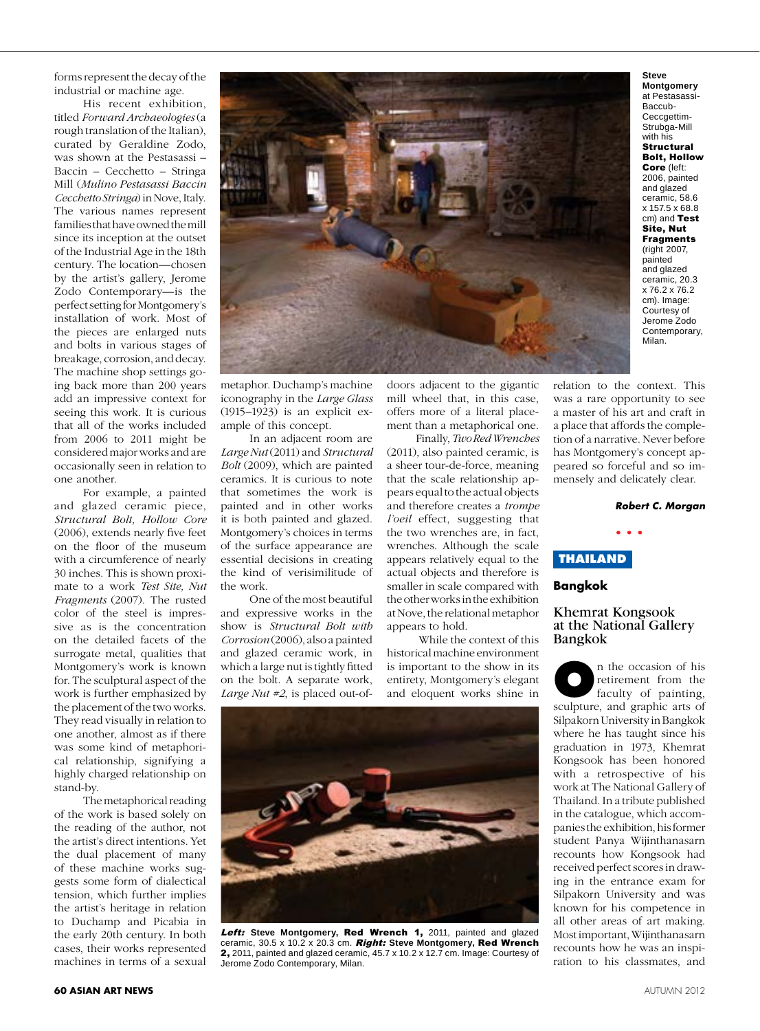forms represent the decay of the industrial or machine age.

His recent exhibition, titled *Forward Archaeologies* (a rough translation of the Italian), curated by Geraldine Zodo, was shown at the Pestasassi – Baccin – Cecchetto – Stringa Mill (*Mulino Pestasassi Baccin Cecchetto Stringa*) in Nove, Italy. The various names represent families that have owned the mill since its inception at the outset of the Industrial Age in the 18th century. The location—chosen by the artist's gallery, Jerome Zodo Contemporary—is the perfect setting for Montgomery's installation of work. Most of the pieces are enlarged nuts and bolts in various stages of breakage, corrosion, and decay. The machine shop settings going back more than 200 years add an impressive context for seeing this work. It is curious that all of the works included from 2006 to 2011 might be considered major works and are occasionally seen in relation to one another.

For example, a painted and glazed ceramic piece, *Structural Bolt, Hollow Core* (2006), extends nearly five feet on the floor of the museum with a circumference of nearly 30 inches. This is shown proximate to a work *Test Site, Nut Fragments* (2007). The rusted color of the steel is impressive as is the concentration on the detailed facets of the surrogate metal, qualities that Montgomery's work is known for. The sculptural aspect of the work is further emphasized by the placement of the two works. They read visually in relation to one another, almost as if there was some kind of metaphorical relationship, signifying a highly charged relationship on stand-by.

The metaphorical reading of the work is based solely on the reading of the author, not the artist's direct intentions. Yet the dual placement of many of these machine works suggests some form of dialectical tension, which further implies the artist's heritage in relation to Duchamp and Picabia in the early 20th century. In both cases, their works represented machines in terms of a sexual metaphor. Duchamp's machine iconography in the *Large Glass* (1915–1923) is an explicit example of this concept.

**Steve Montgomery** at Pestasassi-Baccub-Ceccgettim-Strubga-Mill with his **Structural Bolt, Hollow Core** (left: 2006, painted and glazed ceramic, 58.6 x 157.5 x 68.8 cm) and **Test Site, Nut Fragments** (right 2007, painted and glazed ceramic, 20.3 x 76.2 x 76.2 cm). Image: Courtesy of Jerome Zodo Contemporary, Milan.

In an adjacent room are *Large Nut* (2011) and *Structural Bolt* (2009), which are painted ceramics. It is curious to note that sometimes the work is painted and in other works it is both painted and glazed. Montgomery's choices in terms of the surface appearance are essential decisions in creating the kind of verisimilitude of the work.

One of the most beautiful and expressive works in the show is *Structural Bolt with Corrosion* (2006), also a painted and glazed ceramic work, in which a large nut is tightly fitted on the bolt. A separate work, *Large Nut #2*, is placed out-of-doors adjacent to the gigantic mill wheel that, in this case, offers more of a literal placement than a metaphorical one.

Finally, *Two Red Wrenches* (2011), also painted ceramic, is a sheer tour-de-force, meaning that the scale relationship appears equal to the actual objects and therefore creates a *trompe l'oeil* effect, suggesting that the two wrenches are, in fact, wrenches. Although the scale appears relatively equal to the actual objects and therefore is smaller in scale compared with the other works in the exhibition at Nove, the relational metaphor appears to hold.

While the context of this historical machine environment is important to the show in its entirety, Montgomery's elegant and eloquent works shine in relation to the context. This was a rare opportunity to see a master of his art and craft in a place that affords the completion of a narrative. Never before has Montgomery's concept appeared so forceful and so immensely and delicately clear.

***Robert C. Morgan***

*Left:* Steve Montgomery, **Red Wrench 1,** 2011, painted and glazed ceramic, 30.5 x 10.2 x 20.3 cm. ***Right:*** Steve Montgomery, **Red Wrench 2,** 2011, painted and glazed ceramic, 45.7 x 10.2 x 12.7 cm. Image: Courtesy of Jerome Zodo Contemporary, Milan.

• • •

**THAILAND**

**Bangkok**

## Khemrat Kongsook at the National Gallery Bangkok

On the occasion of his retirement from the faculty of painting, sculpture, and graphic arts of Silpakorn University in Bangkok where he has taught since his graduation in 1973, Khemrat Kongsook has been honored with a retrospective of his work at The National Gallery of Thailand. In a tribute published in the catalogue, which accompanies the exhibition, his former student Panya Wijinthanasarn recounts how Kongsook had received perfect scores in drawing in the entrance exam for Silpakorn University and was known for his competence in all other areas of art making. Most important, Wijinthanasarn recounts how he was an inspiration to his classmates, and